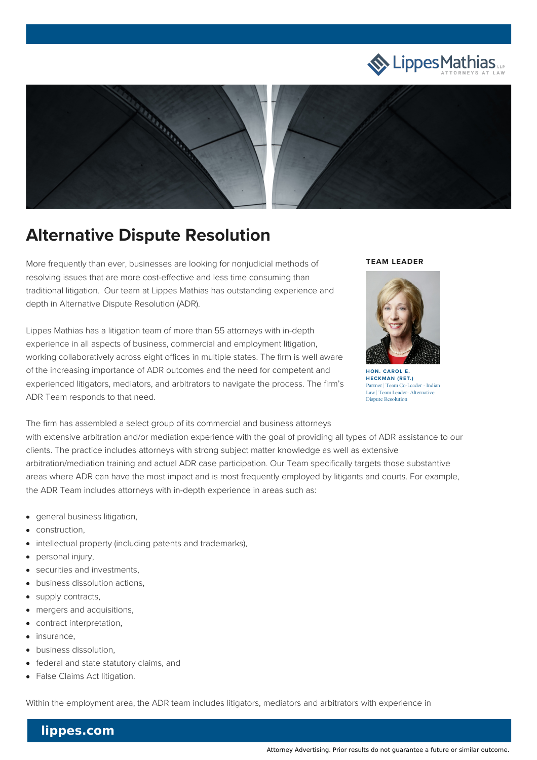# Alternative Dispute Resolution

More frequently than ever, businesses are looking for nonjudicial methods of resolving issues that are more cost-effective and less time consuming than traditional litigation. Our team at Lippes Mathias has outstanding experience and depth in Alternative Dispute Resolution (ADR).

Lippes Mathias has a litigation team of more than 55 attorneys with in-depth experience in all aspects of business, commercial and employment litigation, working collaboratively across eight offices in multiple states. The firm is well aware of the increasing importance of ADR outcomes and the need for competent and experienced litigators, mediators, and arbitrators to navigate the process. The firm's ADR Team responds to that need.

**TEAM LEADER**

**HON. CAROL E. HECKMAN (RET.)**
Partner | Team Co-Leader - Indian Law | Team Leader- Alternative Dispute Resolution

The firm has assembled a select group of its commercial and business attorneys with extensive arbitration and/or mediation experience with the goal of providing all types of ADR assistance to our clients. The practice includes attorneys with strong subject matter knowledge as well as extensive arbitration/mediation training and actual ADR case participation. Our Team specifically targets those substantive areas where ADR can have the most impact and is most frequently employed by litigants and courts. For example, the ADR Team includes attorneys with in-depth experience in areas such as:

- general business litigation,
- construction,
- intellectual property (including patents and trademarks),
- personal injury,
- securities and investments,
- business dissolution actions,
- supply contracts,
- mergers and acquisitions,
- contract interpretation,
- insurance,
- business dissolution,
- federal and state statutory claims, and
- False Claims Act litigation.

Within the employment area, the ADR team includes litigators, mediators and arbitrators with experience in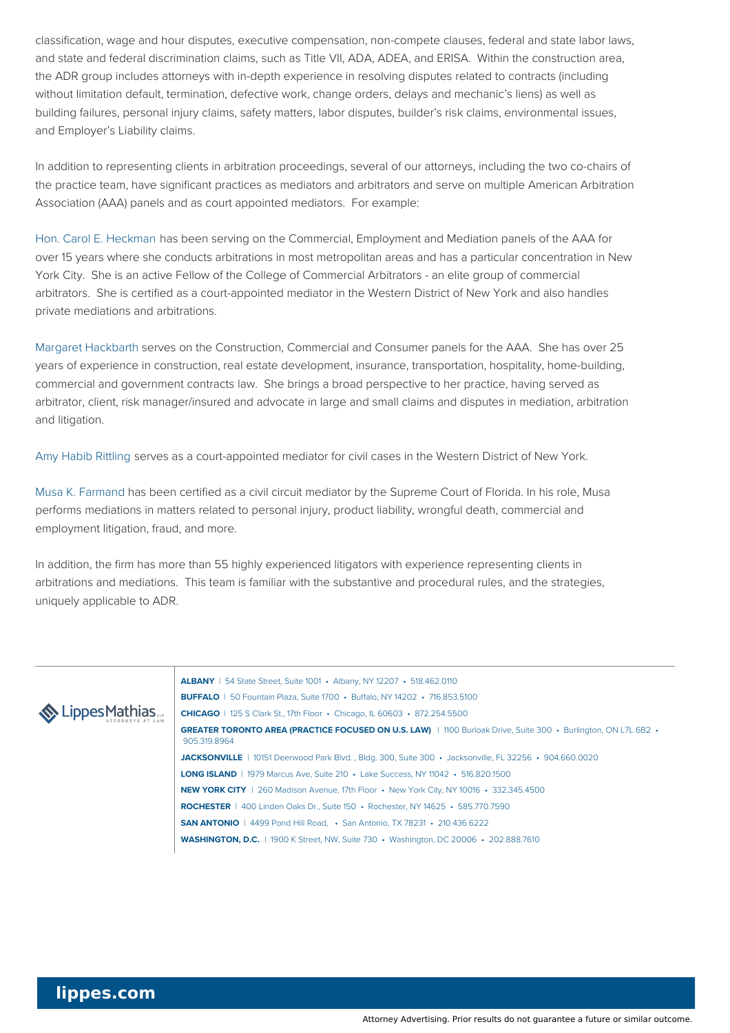classification, wage and hour disputes, executive compensation, non-compete clauses, federal and state labor laws, and state and federal discrimination claims, such as Title VII, ADA, ADEA, and ERISA. Within the construction area, the ADR group includes attorneys with in-depth experience in resolving disputes related to contracts (including without limitation default, termination, defective work, change orders, delays and mechanic's liens) as well as building failures, personal injury claims, safety matters, labor disputes, builder's risk claims, environmental issues, and Employer's Liability claims.

In addition to representing clients in arbitration proceedings, several of our attorneys, including the two co-chairs of the practice team, have significant practices as mediators and arbitrators and serve on multiple American Arbitration Association (AAA) panels and as court appointed mediators. For example:

Hon. Carol E. Heckman has been serving on the Commercial, Employment and Mediation panels of the AAA for over 15 years where she conducts arbitrations in most metropolitan areas and has a particular concentration in New York City. She is an active Fellow of the College of Commercial Arbitrators - an elite group of commercial arbitrators. She is certified as a court-appointed mediator in the Western District of New York and also handles private mediations and arbitrations.

Margaret Hackbarth serves on the Construction, Commercial and Consumer panels for the AAA. She has over 25 years of experience in construction, real estate development, insurance, transportation, hospitality, home-building, commercial and government contracts law. She brings a broad perspective to her practice, having served as arbitrator, client, risk manager/insured and advocate in large and small claims and disputes in mediation, arbitration and litigation.

Amy Habib Rittling serves as a court-appointed mediator for civil cases in the Western District of New York.

Musa K. Farmand has been certified as a civil circuit mediator by the Supreme Court of Florida. In his role, Musa performs mediations in matters related to personal injury, product liability, wrongful death, commercial and employment litigation, fraud, and more.

In addition, the firm has more than 55 highly experienced litigators with experience representing clients in arbitrations and mediations. This team is familiar with the substantive and procedural rules, and the strategies, uniquely applicable to ADR.

LippesMathias LLP ATTORNEYS AT LAW

**ALBANY** | 54 State Street, Suite 1001 • Albany, NY 12207 • 518.462.0110
**BUFFALO** | 50 Fountain Plaza, Suite 1700 • Buffalo, NY 14202 • 716.853.5100
**CHICAGO** | 125 S Clark St., 17th Floor • Chicago, IL 60603 • 872.254.5500
**GREATER TORONTO AREA (PRACTICE FOCUSED ON U.S. LAW)** | 1100 Burloak Drive, Suite 300 • Burlington, ON L7L 6B2 • 905.319.8964
**JACKSONVILLE** | 10151 Deerwood Park Blvd. , Bldg. 300, Suite 300 • Jacksonville, FL 32256 • 904.660.0020
**LONG ISLAND** | 1979 Marcus Ave, Suite 210 • Lake Success, NY 11042 • 516.820.1500
**NEW YORK CITY** | 260 Madison Avenue, 17th Floor • New York City, NY 10016 • 332.345.4500
**ROCHESTER** | 400 Linden Oaks Dr., Suite 150 • Rochester, NY 14625 • 585.770.7590
**SAN ANTONIO** | 4499 Pond Hill Road, • San Antonio, TX 78231 • 210.436.6222
**WASHINGTON, D.C.** | 1900 K Street, NW, Suite 730 • Washington, DC 20006 • 202.888.7610

**lippes.com**

Attorney Advertising. Prior results do not guarantee a future or similar outcome.